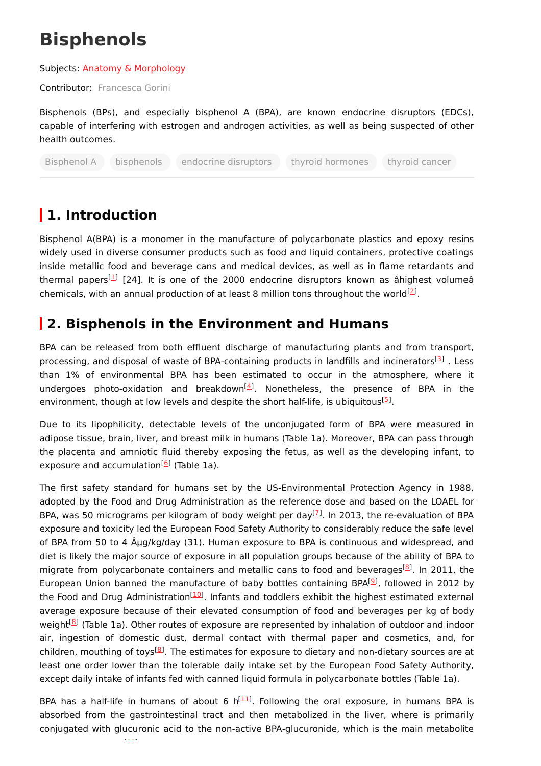# Bisphenols

Subjects: Anatomy & Morphology

Contributor: Francesca Gorini

Bisphenols (BPs), and especially bisphenol A (BPA), are known endocrine disruptors (EDCs), capable of interfering with estrogen and androgen activities, as well as being suspected of other health outcomes.

Bisphenol A | bisphenols | endocrine disruptors | thyroid hormones | thyroid cancer

## 1. Introduction

Bisphenol A(BPA) is a monomer in the manufacture of polycarbonate plastics and epoxy resins widely used in diverse consumer products such as food and liquid containers, protective coatings inside metallic food and beverage cans and medical devices, as well as in flame retardants and thermal papers[1] [24]. It is one of the 2000 endocrine disruptors known as âhighest volumeâ chemicals, with an annual production of at least 8 million tons throughout the world[2].

## 2. Bisphenols in the Environment and Humans

BPA can be released from both effluent discharge of manufacturing plants and from transport, processing, and disposal of waste of BPA-containing products in landfills and incinerators[3] . Less than 1% of environmental BPA has been estimated to occur in the atmosphere, where it undergoes photo-oxidation and breakdown[4]. Nonetheless, the presence of BPA in the environment, though at low levels and despite the short half-life, is ubiquitous[5].

Due to its lipophilicity, detectable levels of the unconjugated form of BPA were measured in adipose tissue, brain, liver, and breast milk in humans (Table 1a). Moreover, BPA can pass through the placenta and amniotic fluid thereby exposing the fetus, as well as the developing infant, to exposure and accumulation[6] (Table 1a).

The first safety standard for humans set by the US-Environmental Protection Agency in 1988, adopted by the Food and Drug Administration as the reference dose and based on the LOAEL for BPA, was 50 micrograms per kilogram of body weight per day[7]. In 2013, the re-evaluation of BPA exposure and toxicity led the European Food Safety Authority to considerably reduce the safe level of BPA from 50 to 4 Âµg/kg/day (31). Human exposure to BPA is continuous and widespread, and diet is likely the major source of exposure in all population groups because of the ability of BPA to migrate from polycarbonate containers and metallic cans to food and beverages[8]. In 2011, the European Union banned the manufacture of baby bottles containing BPA[9], followed in 2012 by the Food and Drug Administration[10]. Infants and toddlers exhibit the highest estimated external average exposure because of their elevated consumption of food and beverages per kg of body weight[8] (Table 1a). Other routes of exposure are represented by inhalation of outdoor and indoor air, ingestion of domestic dust, dermal contact with thermal paper and cosmetics, and, for children, mouthing of toys[8]. The estimates for exposure to dietary and non-dietary sources are at least one order lower than the tolerable daily intake set by the European Food Safety Authority, except daily intake of infants fed with canned liquid formula in polycarbonate bottles (Table 1a).

BPA has a half-life in humans of about 6 h[11]. Following the oral exposure, in humans BPA is absorbed from the gastrointestinal tract and then metabolized in the liver, where is primarily conjugated with glucuronic acid to the non-active BPA-glucuronide, which is the main metabolite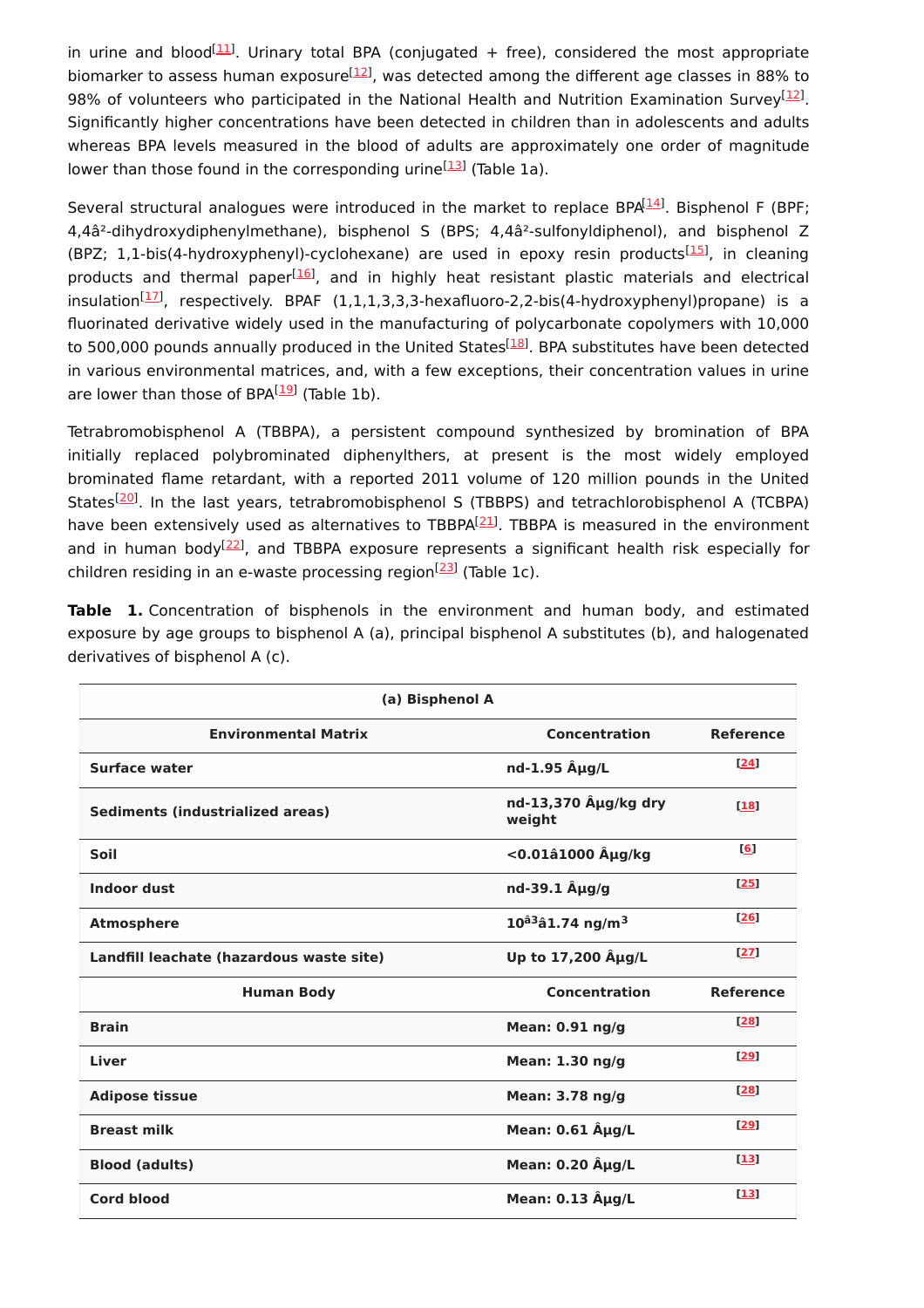in urine and blood[11]. Urinary total BPA (conjugated + free), considered the most appropriate biomarker to assess human exposure[12], was detected among the different age classes in 88% to 98% of volunteers who participated in the National Health and Nutrition Examination Survey[12]. Significantly higher concentrations have been detected in children than in adolescents and adults whereas BPA levels measured in the blood of adults are approximately one order of magnitude lower than those found in the corresponding urine[13] (Table 1a).

Several structural analogues were introduced in the market to replace BPA[14]. Bisphenol F (BPF; 4,4′-dihydroxydiphenylmethane), bisphenol S (BPS; 4,4′-sulfonyldiphenol), and bisphenol Z (BPZ; 1,1-bis(4-hydroxyphenyl)-cyclohexane) are used in epoxy resin products[15], in cleaning products and thermal paper[16], and in highly heat resistant plastic materials and electrical insulation[17], respectively. BPAF (1,1,1,3,3,3-hexafluoro-2,2-bis(4-hydroxyphenyl)propane) is a fluorinated derivative widely used in the manufacturing of polycarbonate copolymers with 10,000 to 500,000 pounds annually produced in the United States[18]. BPA substitutes have been detected in various environmental matrices, and, with a few exceptions, their concentration values in urine are lower than those of BPA[19] (Table 1b).

Tetrabromobisphenol A (TBBPA), a persistent compound synthesized by bromination of BPA initially replaced polybrominated diphenylthers, at present is the most widely employed brominated flame retardant, with a reported 2011 volume of 120 million pounds in the United States[20]. In the last years, tetrabromobisphenol S (TBBPS) and tetrachlorobisphenol A (TCBPA) have been extensively used as alternatives to TBBPA[21]. TBBPA is measured in the environment and in human body[22], and TBBPA exposure represents a significant health risk especially for children residing in an e-waste processing region[23] (Table 1c).

**Table 1.** Concentration of bisphenols in the environment and human body, and estimated exposure by age groups to bisphenol A (a), principal bisphenol A substitutes (b), and halogenated derivatives of bisphenol A (c).

| (a) Bisphenol A | | |
|---|---|---|
| **Environmental Matrix** | **Concentration** | **Reference** |
| **Surface water** | **nd-1.95 µg/L** | [24] |
| **Sediments (industrialized areas)** | **nd-13,370 µg/kg dry weight** | [18] |
| **Soil** | **<0.01–1000 µg/kg** | [6] |
| **Indoor dust** | **nd-39.1 µg/g** | [25] |
| **Atmosphere** | **$10^{-3}$–1.74 ng/m$^3$** | [26] |
| **Landfill leachate (hazardous waste site)** | **Up to 17,200 µg/L** | [27] |
| **Human Body** | **Concentration** | **Reference** |
| **Brain** | **Mean: 0.91 ng/g** | [28] |
| **Liver** | **Mean: 1.30 ng/g** | [29] |
| **Adipose tissue** | **Mean: 3.78 ng/g** | [28] |
| **Breast milk** | **Mean: 0.61 µg/L** | [29] |
| **Blood (adults)** | **Mean: 0.20 µg/L** | [13] |
| **Cord blood** | **Mean: 0.13 µg/L** | [13] |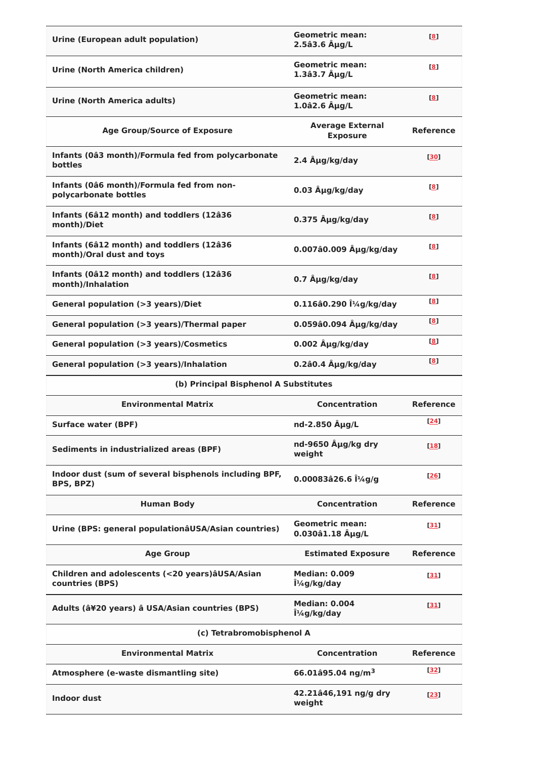| | | |
|---|---|---|
| Urine (European adult population) | Geometric mean: 2.5–3.6 µg/L | [8] |
| Urine (North America children) | Geometric mean: 1.3–3.7 µg/L | [8] |
| Urine (North America adults) | Geometric mean: 1.0–2.6 µg/L | [8] |
| **Age Group/Source of Exposure** | **Average External Exposure** | **Reference** |
| Infants (0–3 month)/Formula fed from polycarbonate bottles | 2.4 µg/kg/day | [30] |
| Infants (0–6 month)/Formula fed from non-polycarbonate bottles | 0.03 µg/kg/day | [8] |
| Infants (6–12 month) and toddlers (12–36 month)/Diet | 0.375 µg/kg/day | [8] |
| Infants (6–12 month) and toddlers (12–36 month)/Oral dust and toys | 0.007–0.009 µg/kg/day | [8] |
| Infants (0–12 month) and toddlers (12–36 month)/Inhalation | 0.7 µg/kg/day | [8] |
| General population (>3 years)/Diet | 0.116–0.290 µg/kg/day | [8] |
| General population (>3 years)/Thermal paper | 0.059–0.094 µg/kg/day | [8] |
| General population (>3 years)/Cosmetics | 0.002 µg/kg/day | [8] |
| General population (>3 years)/Inhalation | 0.2–0.4 µg/kg/day | [8] |
| **(b) Principal Bisphenol A Substitutes** | | |
| **Environmental Matrix** | **Concentration** | **Reference** |
| Surface water (BPF) | nd-2.850 µg/L | [24] |
| Sediments in industrialized areas (BPF) | nd-9650 µg/kg dry weight | [18] |
| Indoor dust (sum of several bisphenols including BPF, BPS, BPZ) | 0.00083–26.6 µg/g | [26] |
| **Human Body** | **Concentration** | **Reference** |
| Urine (BPS: general population–USA/Asian countries) | Geometric mean: 0.030–1.18 µg/L | [31] |
| **Age Group** | **Estimated Exposure** | **Reference** |
| Children and adolescents (<20 years)–USA/Asian countries (BPS) | Median: 0.009 µg/kg/day | [31] |
| Adults (≥20 years) – USA/Asian countries (BPS) | Median: 0.004 µg/kg/day | [31] |
| **(c) Tetrabromobisphenol A** | | |
| **Environmental Matrix** | **Concentration** | **Reference** |
| Atmosphere (e-waste dismantling site) | 66.01–95.04 ng/m$^3$ | [32] |
| Indoor dust | 42.21–46,191 ng/g dry weight | [23] |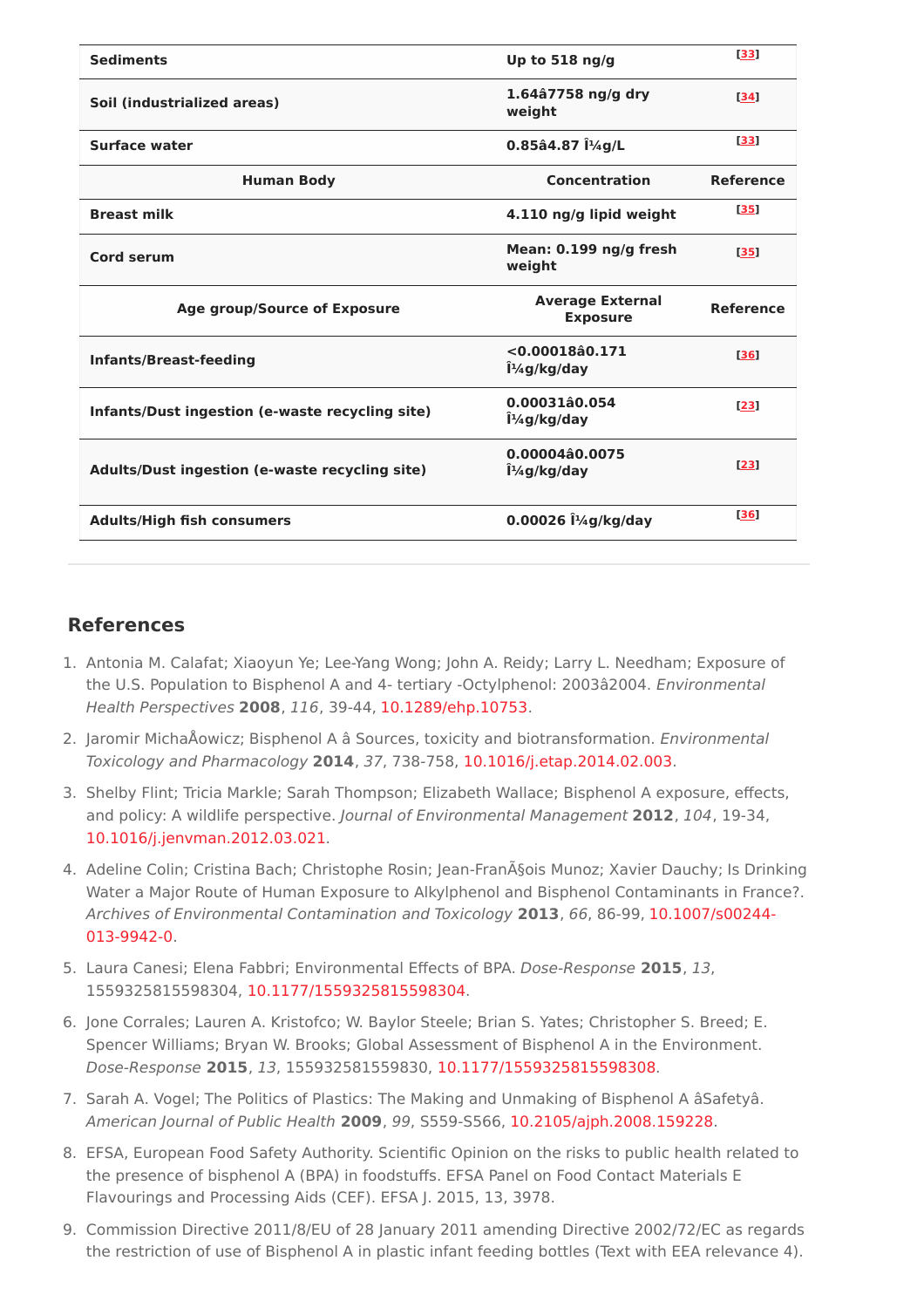| Sediments | Up to 518 ng/g | [33] |
|---|---|---|
| Soil (industrialized areas) | 1.64â7758 ng/g dry weight | [34] |
| Surface water | 0.85â4.87 Î¼g/L | [33] |
| **Human Body** | **Concentration** | **Reference** |
| Breast milk | 4.110 ng/g lipid weight | [35] |
| Cord serum | Mean: 0.199 ng/g fresh weight | [35] |
| **Age group/Source of Exposure** | **Average External Exposure** | **Reference** |
| Infants/Breast-feeding | <0.00018â0.171 Î¼g/kg/day | [36] |
| Infants/Dust ingestion (e-waste recycling site) | 0.00031â0.054 Î¼g/kg/day | [23] |
| Adults/Dust ingestion (e-waste recycling site) | 0.00004â0.0075 Î¼g/kg/day | [23] |
| Adults/High fish consumers | 0.00026 Î¼g/kg/day | [36] |

## References

1. Antonia M. Calafat; Xiaoyun Ye; Lee-Yang Wong; John A. Reidy; Larry L. Needham; Exposure of the U.S. Population to Bisphenol A and 4- tertiary -Octylphenol: 2003â2004. *Environmental Health Perspectives* **2008**, *116*, 39-44, 10.1289/ehp.10753.
2. Jaromir MichaÅowicz; Bisphenol A â Sources, toxicity and biotransformation. *Environmental Toxicology and Pharmacology* **2014**, *37*, 738-758, 10.1016/j.etap.2014.02.003.
3. Shelby Flint; Tricia Markle; Sarah Thompson; Elizabeth Wallace; Bisphenol A exposure, effects, and policy: A wildlife perspective. *Journal of Environmental Management* **2012**, *104*, 19-34, 10.1016/j.jenvman.2012.03.021.
4. Adeline Colin; Cristina Bach; Christophe Rosin; Jean-FranÃ§ois Munoz; Xavier Dauchy; Is Drinking Water a Major Route of Human Exposure to Alkylphenol and Bisphenol Contaminants in France?. *Archives of Environmental Contamination and Toxicology* **2013**, *66*, 86-99, 10.1007/s00244-013-9942-0.
5. Laura Canesi; Elena Fabbri; Environmental Effects of BPA. *Dose-Response* **2015**, *13*, 1559325815598304, 10.1177/1559325815598304.
6. Jone Corrales; Lauren A. Kristofco; W. Baylor Steele; Brian S. Yates; Christopher S. Breed; E. Spencer Williams; Bryan W. Brooks; Global Assessment of Bisphenol A in the Environment. *Dose-Response* **2015**, *13*, 155932581559830, 10.1177/1559325815598308.
7. Sarah A. Vogel; The Politics of Plastics: The Making and Unmaking of Bisphenol A âSafetyâ. *American Journal of Public Health* **2009**, *99*, S559-S566, 10.2105/ajph.2008.159228.
8. EFSA, European Food Safety Authority. Scientific Opinion on the risks to public health related to the presence of bisphenol A (BPA) in foodstuffs. EFSA Panel on Food Contact Materials E Flavourings and Processing Aids (CEF). EFSA J. 2015, 13, 3978.
9. Commission Directive 2011/8/EU of 28 January 2011 amending Directive 2002/72/EC as regards the restriction of use of Bisphenol A in plastic infant feeding bottles (Text with EEA relevance 4).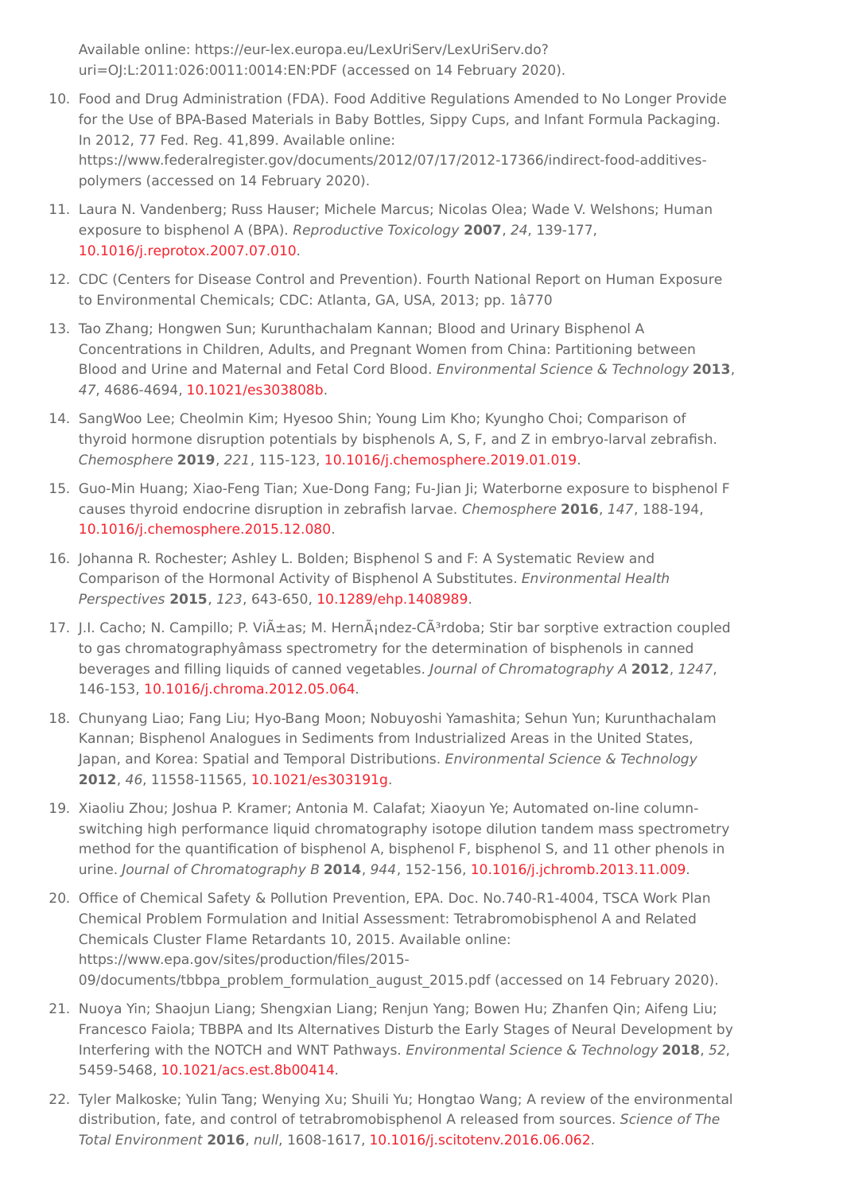Available online: https://eur-lex.europa.eu/LexUriServ/LexUriServ.do?uri=OJ:L:2011:026:0011:0014:EN:PDF (accessed on 14 February 2020).

10. Food and Drug Administration (FDA). Food Additive Regulations Amended to No Longer Provide for the Use of BPA-Based Materials in Baby Bottles, Sippy Cups, and Infant Formula Packaging. In 2012, 77 Fed. Reg. 41,899. Available online: https://www.federalregister.gov/documents/2012/07/17/2012-17366/indirect-food-additives-polymers (accessed on 14 February 2020).
11. Laura N. Vandenberg; Russ Hauser; Michele Marcus; Nicolas Olea; Wade V. Welshons; Human exposure to bisphenol A (BPA). *Reproductive Toxicology* **2007**, *24*, 139-177, 10.1016/j.reprotox.2007.07.010.
12. CDC (Centers for Disease Control and Prevention). Fourth National Report on Human Exposure to Environmental Chemicals; CDC: Atlanta, GA, USA, 2013; pp. 1â770
13. Tao Zhang; Hongwen Sun; Kurunthachalam Kannan; Blood and Urinary Bisphenol A Concentrations in Children, Adults, and Pregnant Women from China: Partitioning between Blood and Urine and Maternal and Fetal Cord Blood. *Environmental Science & Technology* **2013**, *47*, 4686-4694, 10.1021/es303808b.
14. SangWoo Lee; Cheolmin Kim; Hyesoo Shin; Young Lim Kho; Kyungho Choi; Comparison of thyroid hormone disruption potentials by bisphenols A, S, F, and Z in embryo-larval zebrafish. *Chemosphere* **2019**, *221*, 115-123, 10.1016/j.chemosphere.2019.01.019.
15. Guo-Min Huang; Xiao-Feng Tian; Xue-Dong Fang; Fu-Jian Ji; Waterborne exposure to bisphenol F causes thyroid endocrine disruption in zebrafish larvae. *Chemosphere* **2016**, *147*, 188-194, 10.1016/j.chemosphere.2015.12.080.
16. Johanna R. Rochester; Ashley L. Bolden; Bisphenol S and F: A Systematic Review and Comparison of the Hormonal Activity of Bisphenol A Substitutes. *Environmental Health Perspectives* **2015**, *123*, 643-650, 10.1289/ehp.1408989.
17. J.I. Cacho; N. Campillo; P. ViÃ±as; M. HernÃ¡ndez-CÃ³rdoba; Stir bar sorptive extraction coupled to gas chromatographyâmass spectrometry for the determination of bisphenols in canned beverages and filling liquids of canned vegetables. *Journal of Chromatography A* **2012**, *1247*, 146-153, 10.1016/j.chroma.2012.05.064.
18. Chunyang Liao; Fang Liu; Hyo-Bang Moon; Nobuyoshi Yamashita; Sehun Yun; Kurunthachalam Kannan; Bisphenol Analogues in Sediments from Industrialized Areas in the United States, Japan, and Korea: Spatial and Temporal Distributions. *Environmental Science & Technology* **2012**, *46*, 11558-11565, 10.1021/es303191g.
19. Xiaoliu Zhou; Joshua P. Kramer; Antonia M. Calafat; Xiaoyun Ye; Automated on-line column-switching high performance liquid chromatography isotope dilution tandem mass spectrometry method for the quantification of bisphenol A, bisphenol F, bisphenol S, and 11 other phenols in urine. *Journal of Chromatography B* **2014**, *944*, 152-156, 10.1016/j.jchromb.2013.11.009.
20. Office of Chemical Safety & Pollution Prevention, EPA. Doc. No.740-R1-4004, TSCA Work Plan Chemical Problem Formulation and Initial Assessment: Tetrabromobisphenol A and Related Chemicals Cluster Flame Retardants 10, 2015. Available online: https://www.epa.gov/sites/production/files/2015-09/documents/tbbpa_problem_formulation_august_2015.pdf (accessed on 14 February 2020).
21. Nuoya Yin; Shaojun Liang; Shengxian Liang; Renjun Yang; Bowen Hu; Zhanfen Qin; Aifeng Liu; Francesco Faiola; TBBPA and Its Alternatives Disturb the Early Stages of Neural Development by Interfering with the NOTCH and WNT Pathways. *Environmental Science & Technology* **2018**, *52*, 5459-5468, 10.1021/acs.est.8b00414.
22. Tyler Malkoske; Yulin Tang; Wenying Xu; Shuili Yu; Hongtao Wang; A review of the environmental distribution, fate, and control of tetrabromobisphenol A released from sources. *Science of The Total Environment* **2016**, *null*, 1608-1617, 10.1016/j.scitotenv.2016.06.062.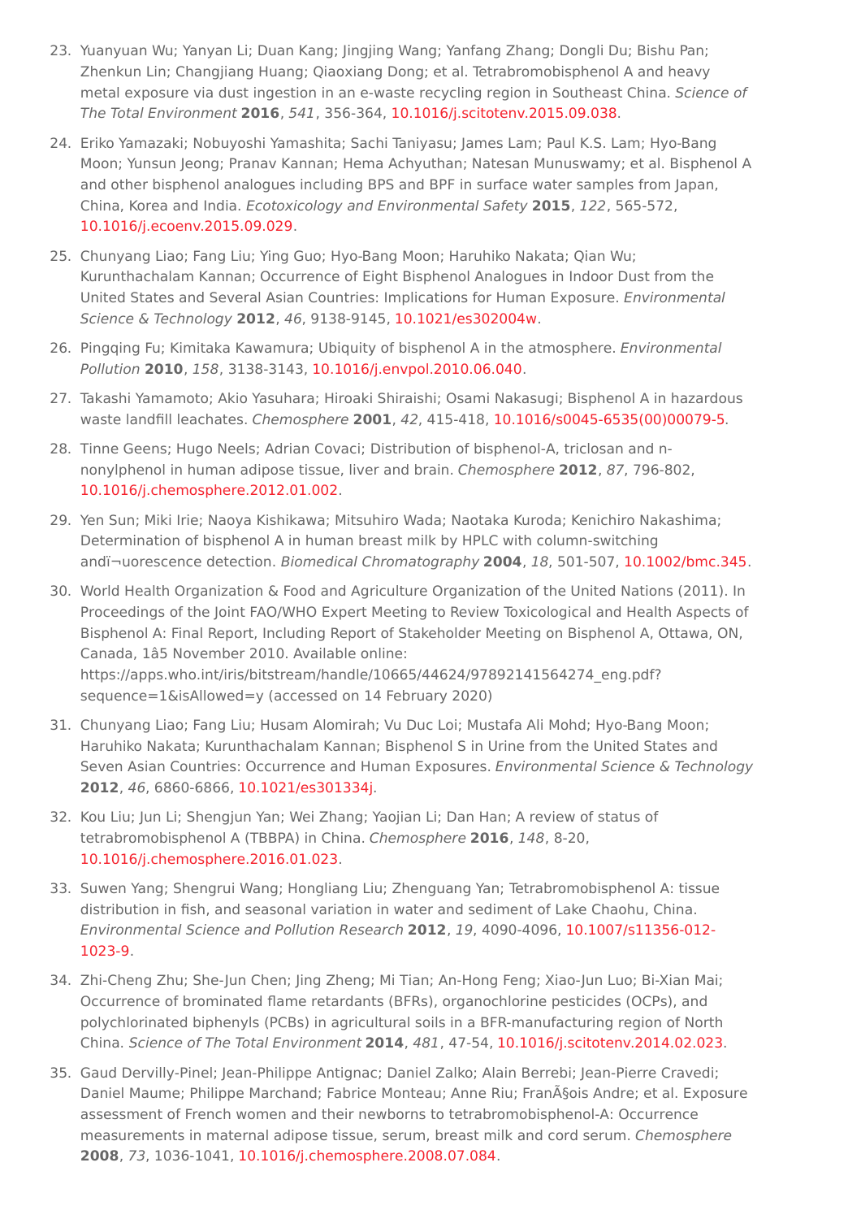23. Yuanyuan Wu; Yanyan Li; Duan Kang; Jingjing Wang; Yanfang Zhang; Dongli Du; Bishu Pan; Zhenkun Lin; Changjiang Huang; Qiaoxiang Dong; et al. Tetrabromobisphenol A and heavy metal exposure via dust ingestion in an e-waste recycling region in Southeast China. *Science of The Total Environment* **2016**, *541*, 356-364, 10.1016/j.scitotenv.2015.09.038.

24. Eriko Yamazaki; Nobuyoshi Yamashita; Sachi Taniyasu; James Lam; Paul K.S. Lam; Hyo-Bang Moon; Yunsun Jeong; Pranav Kannan; Hema Achyuthan; Natesan Munuswamy; et al. Bisphenol A and other bisphenol analogues including BPS and BPF in surface water samples from Japan, China, Korea and India. *Ecotoxicology and Environmental Safety* **2015**, *122*, 565-572, 10.1016/j.ecoenv.2015.09.029.

25. Chunyang Liao; Fang Liu; Ying Guo; Hyo-Bang Moon; Haruhiko Nakata; Qian Wu; Kurunthachalam Kannan; Occurrence of Eight Bisphenol Analogues in Indoor Dust from the United States and Several Asian Countries: Implications for Human Exposure. *Environmental Science & Technology* **2012**, *46*, 9138-9145, 10.1021/es302004w.

26. Pingqing Fu; Kimitaka Kawamura; Ubiquity of bisphenol A in the atmosphere. *Environmental Pollution* **2010**, *158*, 3138-3143, 10.1016/j.envpol.2010.06.040.

27. Takashi Yamamoto; Akio Yasuhara; Hiroaki Shiraishi; Osami Nakasugi; Bisphenol A in hazardous waste landfill leachates. *Chemosphere* **2001**, *42*, 415-418, 10.1016/s0045-6535(00)00079-5.

28. Tinne Geens; Hugo Neels; Adrian Covaci; Distribution of bisphenol-A, triclosan and n-nonylphenol in human adipose tissue, liver and brain. *Chemosphere* **2012**, *87*, 796-802, 10.1016/j.chemosphere.2012.01.002.

29. Yen Sun; Miki Irie; Naoya Kishikawa; Mitsuhiro Wada; Naotaka Kuroda; Kenichiro Nakashima; Determination of bisphenol A in human breast milk by HPLC with column-switching andï¬uorescence detection. *Biomedical Chromatography* **2004**, *18*, 501-507, 10.1002/bmc.345.

30. World Health Organization & Food and Agriculture Organization of the United Nations (2011). In Proceedings of the Joint FAO/WHO Expert Meeting to Review Toxicological and Health Aspects of Bisphenol A: Final Report, Including Report of Stakeholder Meeting on Bisphenol A, Ottawa, ON, Canada, 1â5 November 2010. Available online: https://apps.who.int/iris/bitstream/handle/10665/44624/97892141564274_eng.pdf?sequence=1&isAllowed=y (accessed on 14 February 2020)

31. Chunyang Liao; Fang Liu; Husam Alomirah; Vu Duc Loi; Mustafa Ali Mohd; Hyo-Bang Moon; Haruhiko Nakata; Kurunthachalam Kannan; Bisphenol S in Urine from the United States and Seven Asian Countries: Occurrence and Human Exposures. *Environmental Science & Technology* **2012**, *46*, 6860-6866, 10.1021/es301334j.

32. Kou Liu; Jun Li; Shengjun Yan; Wei Zhang; Yaojian Li; Dan Han; A review of status of tetrabromobisphenol A (TBBPA) in China. *Chemosphere* **2016**, *148*, 8-20, 10.1016/j.chemosphere.2016.01.023.

33. Suwen Yang; Shengrui Wang; Hongliang Liu; Zhenguang Yan; Tetrabromobisphenol A: tissue distribution in fish, and seasonal variation in water and sediment of Lake Chaohu, China. *Environmental Science and Pollution Research* **2012**, *19*, 4090-4096, 10.1007/s11356-012-1023-9.

34. Zhi-Cheng Zhu; She-Jun Chen; Jing Zheng; Mi Tian; An-Hong Feng; Xiao-Jun Luo; Bi-Xian Mai; Occurrence of brominated flame retardants (BFRs), organochlorine pesticides (OCPs), and polychlorinated biphenyls (PCBs) in agricultural soils in a BFR-manufacturing region of North China. *Science of The Total Environment* **2014**, *481*, 47-54, 10.1016/j.scitotenv.2014.02.023.

35. Gaud Dervilly-Pinel; Jean-Philippe Antignac; Daniel Zalko; Alain Berrebi; Jean-Pierre Cravedi; Daniel Maume; Philippe Marchand; Fabrice Monteau; Anne Riu; FranÃ§ois Andre; et al. Exposure assessment of French women and their newborns to tetrabromobisphenol-A: Occurrence measurements in maternal adipose tissue, serum, breast milk and cord serum. *Chemosphere* **2008**, *73*, 1036-1041, 10.1016/j.chemosphere.2008.07.084.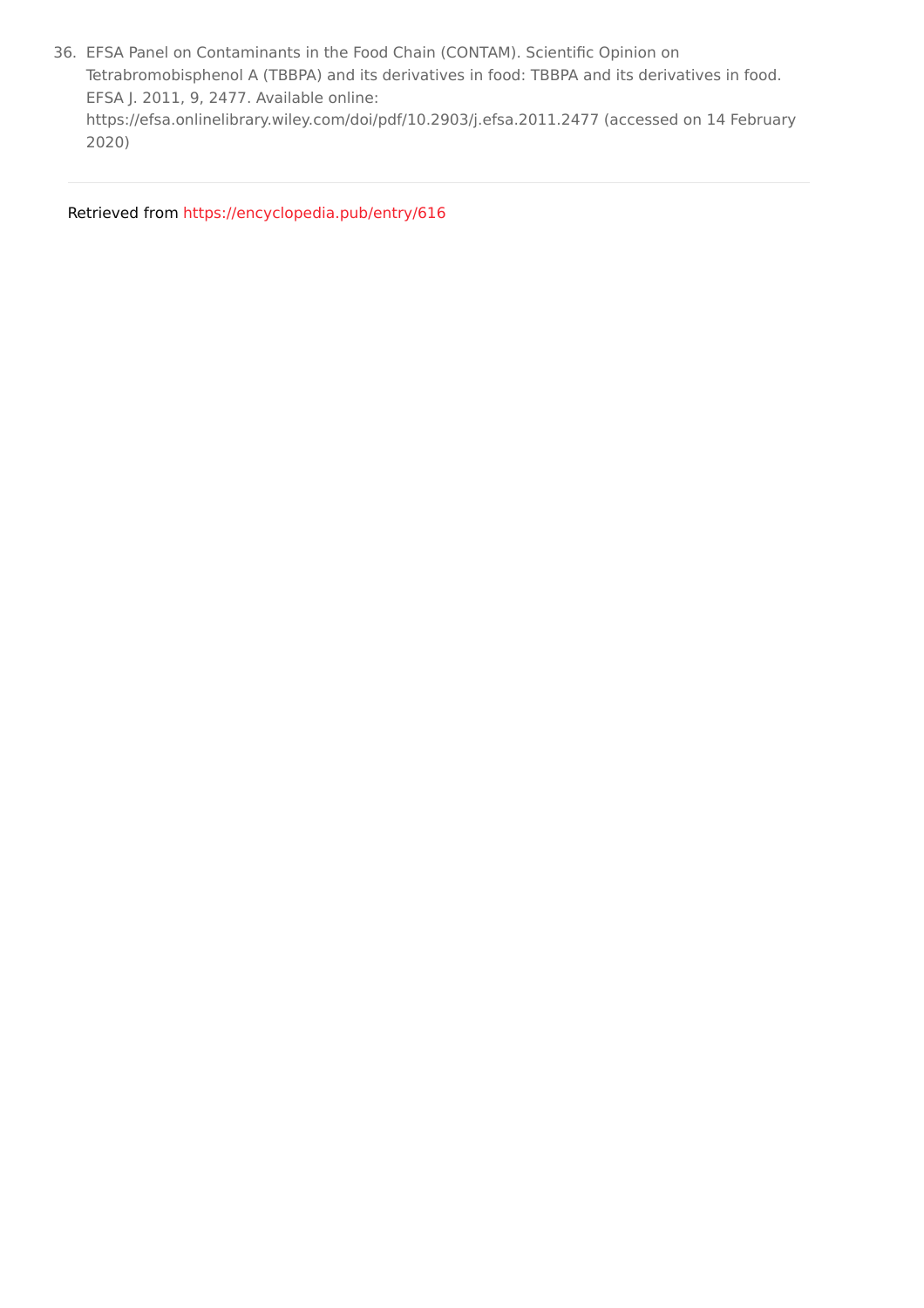36. EFSA Panel on Contaminants in the Food Chain (CONTAM). Scientific Opinion on Tetrabromobisphenol A (TBBPA) and its derivatives in food: TBBPA and its derivatives in food. EFSA J. 2011, 9, 2477. Available online: https://efsa.onlinelibrary.wiley.com/doi/pdf/10.2903/j.efsa.2011.2477 (accessed on 14 February 2020)

---

Retrieved from https://encyclopedia.pub/entry/616